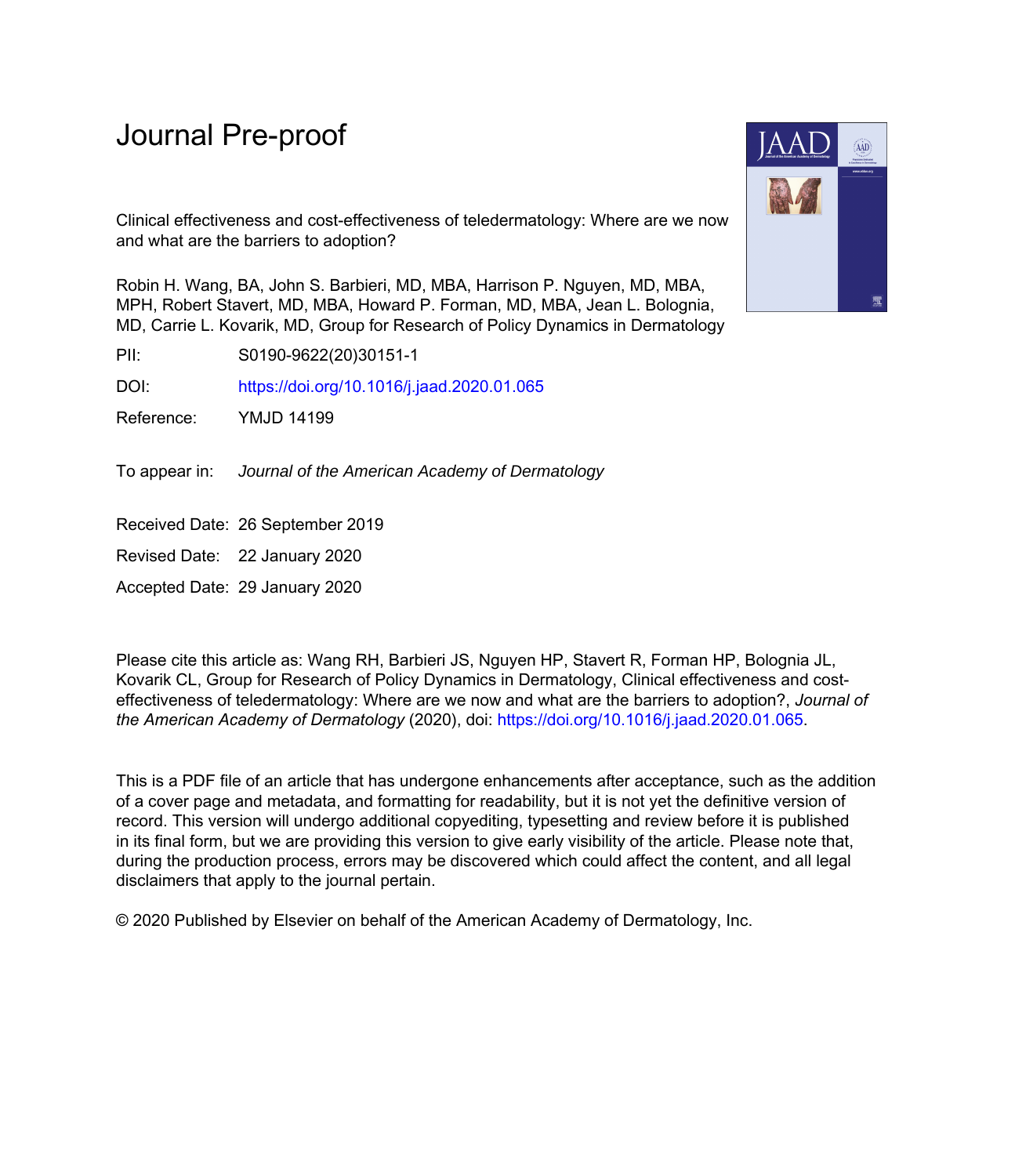# Journal Pre-proof

Clinical effectiveness and cost-effectiveness of teledermatology: Where are we now and what are the barriers to adoption?

Robin H. Wang, BA, John S. Barbieri, MD, MBA, Harrison P. Nguyen, MD, MBA, MPH, Robert Stavert, MD, MBA, Howard P. Forman, MD, MBA, Jean L. Bolognia, MD, Carrie L. Kovarik, MD, Group for Research of Policy Dynamics in Dermatology

PII: S0190-9622(20)30151-1

DOI: https://doi.org/10.1016/j.jaad.2020.01.065

Reference: YMJD 14199

To appear in: *Journal of the American Academy of Dermatology*

Received Date: 26 September 2019

Revised Date: 22 January 2020

Accepted Date: 29 January 2020

Please cite this article as: Wang RH, Barbieri JS, Nguyen HP, Stavert R, Forman HP, Bolognia JL, Kovarik CL, Group for Research of Policy Dynamics in Dermatology, Clinical effectiveness and cost-effectiveness of teledermatology: Where are we now and what are the barriers to adoption?, *Journal of the American Academy of Dermatology* (2020), doi: https://doi.org/10.1016/j.jaad.2020.01.065.

This is a PDF file of an article that has undergone enhancements after acceptance, such as the addition of a cover page and metadata, and formatting for readability, but it is not yet the definitive version of record. This version will undergo additional copyediting, typesetting and review before it is published in its final form, but we are providing this version to give early visibility of the article. Please note that, during the production process, errors may be discovered which could affect the content, and all legal disclaimers that apply to the journal pertain.

© 2020 Published by Elsevier on behalf of the American Academy of Dermatology, Inc.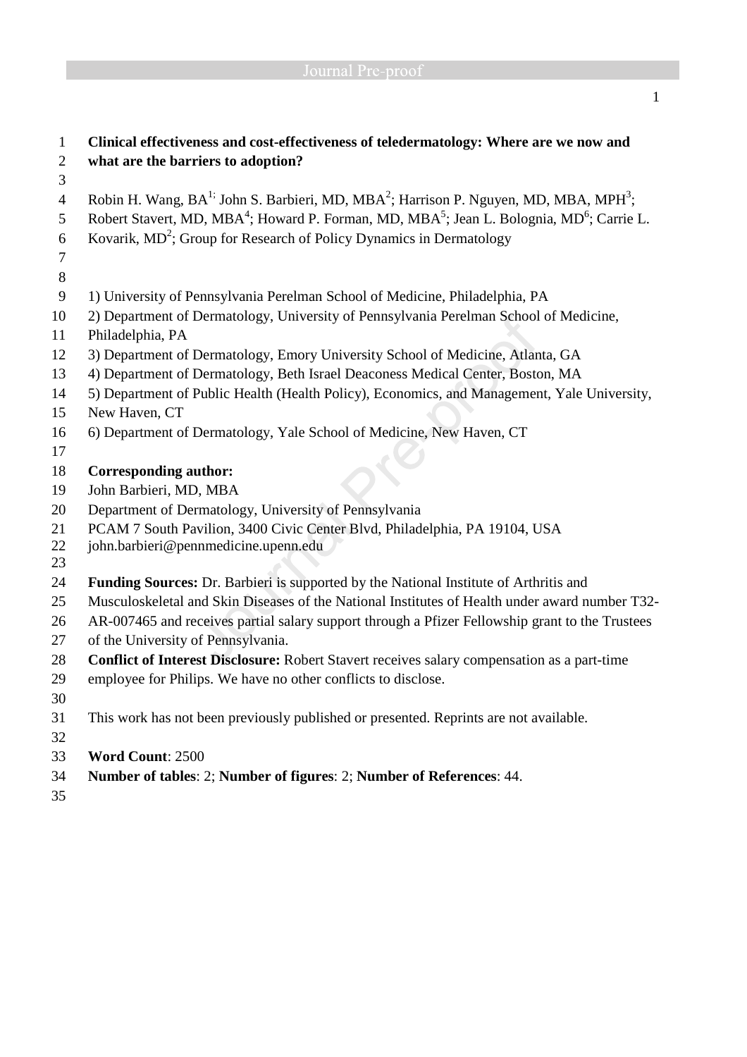# Clinical effectiveness and cost-effectiveness of teledermatology: Where are we now and what are the barriers to adoption?

Robin H. Wang, BA[1]; John S. Barbieri, MD, MBA[2]; Harrison P. Nguyen, MD, MBA, MPH[3]; Robert Stavert, MD, MBA[4]; Howard P. Forman, MD, MBA[5]; Jean L. Bolognia, MD[6]; Carrie L. Kovarik, MD[2]; Group for Research of Policy Dynamics in Dermatology

1) University of Pennsylvania Perelman School of Medicine, Philadelphia, PA
2) Department of Dermatology, University of Pennsylvania Perelman School of Medicine, Philadelphia, PA
3) Department of Dermatology, Emory University School of Medicine, Atlanta, GA
4) Department of Dermatology, Beth Israel Deaconess Medical Center, Boston, MA
5) Department of Public Health (Health Policy), Economics, and Management, Yale University, New Haven, CT
6) Department of Dermatology, Yale School of Medicine, New Haven, CT

**Corresponding author:**
John Barbieri, MD, MBA
Department of Dermatology, University of Pennsylvania
PCAM 7 South Pavilion, 3400 Civic Center Blvd, Philadelphia, PA 19104, USA
john.barbieri@pennmedicine.upenn.edu

**Funding Sources:** Dr. Barbieri is supported by the National Institute of Arthritis and Musculoskeletal and Skin Diseases of the National Institutes of Health under award number T32-AR-007465 and receives partial salary support through a Pfizer Fellowship grant to the Trustees of the University of Pennsylvania.

**Conflict of Interest Disclosure:** Robert Stavert receives salary compensation as a part-time employee for Philips. We have no other conflicts to disclose.

This work has not been previously published or presented. Reprints are not available.

**Word Count**: 2500
**Number of tables**: 2; **Number of figures**: 2; **Number of References**: 44.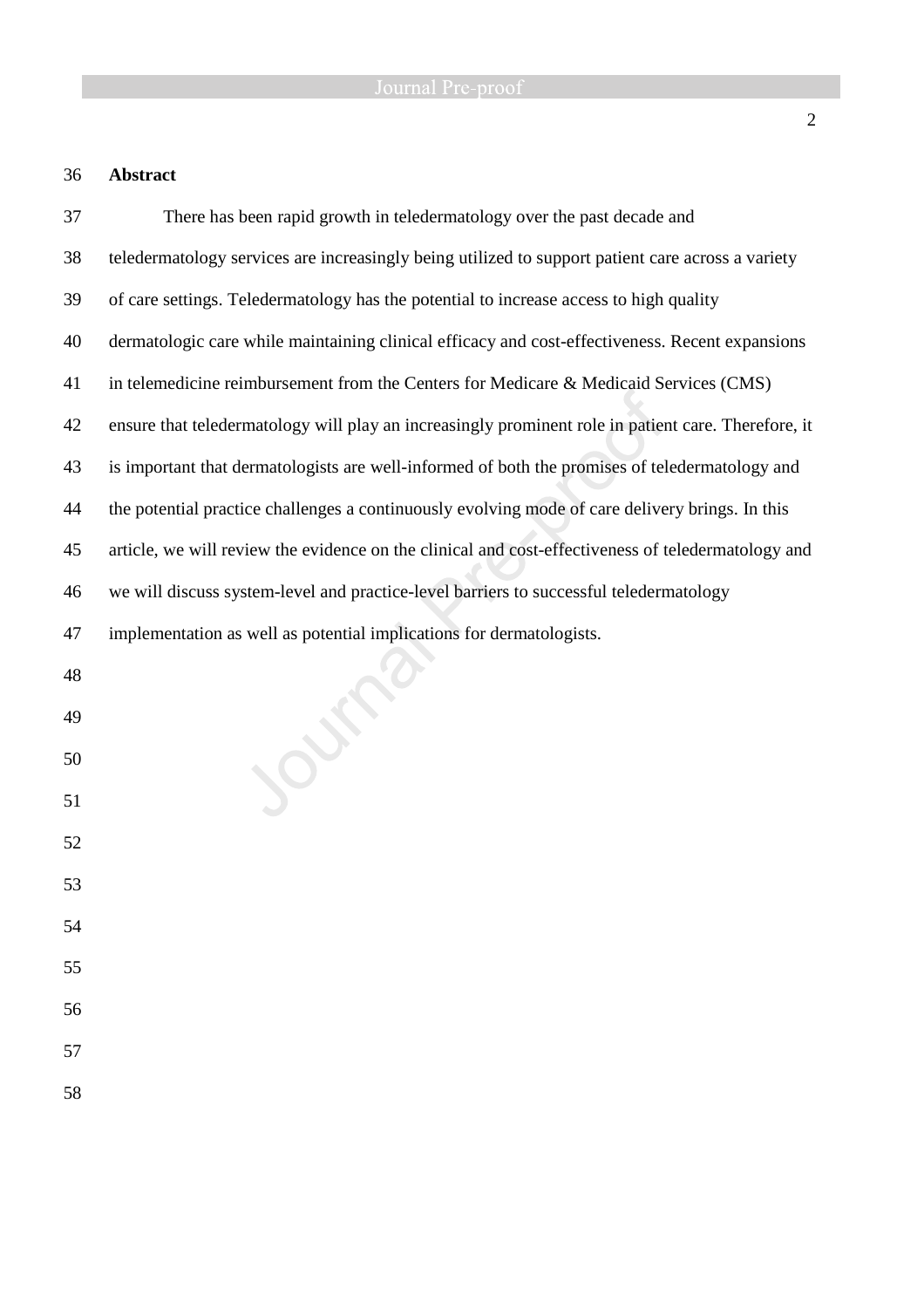## Abstract

There has been rapid growth in teledermatology over the past decade and teledermatology services are increasingly being utilized to support patient care across a variety of care settings. Teledermatology has the potential to increase access to high quality dermatologic care while maintaining clinical efficacy and cost-effectiveness. Recent expansions in telemedicine reimbursement from the Centers for Medicare & Medicaid Services (CMS) ensure that teledermatology will play an increasingly prominent role in patient care. Therefore, it is important that dermatologists are well-informed of both the promises of teledermatology and the potential practice challenges a continuously evolving mode of care delivery brings. In this article, we will review the evidence on the clinical and cost-effectiveness of teledermatology and we will discuss system-level and practice-level barriers to successful teledermatology implementation as well as potential implications for dermatologists.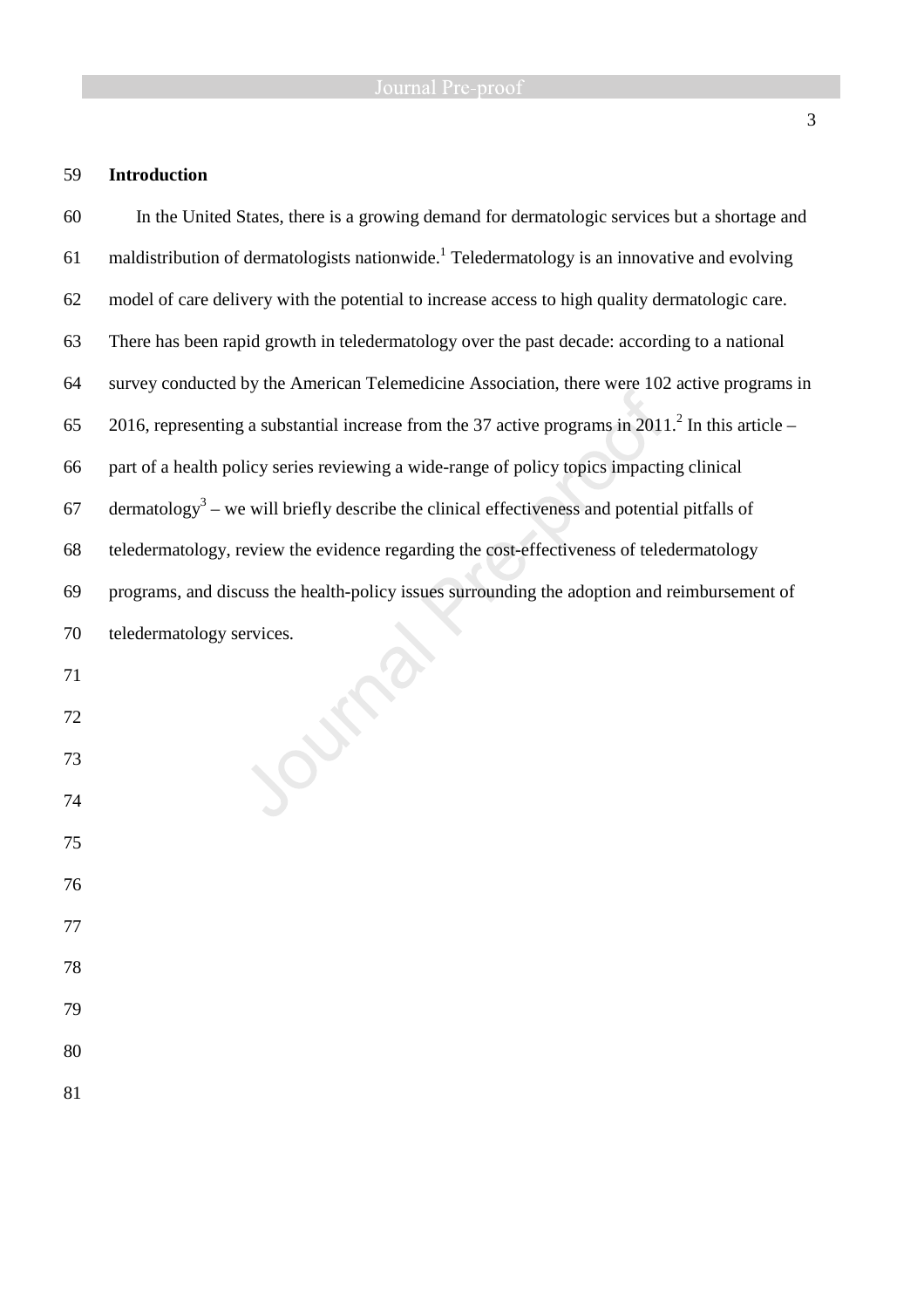## Introduction

In the United States, there is a growing demand for dermatologic services but a shortage and maldistribution of dermatologists nationwide.[1] Teledermatology is an innovative and evolving model of care delivery with the potential to increase access to high quality dermatologic care. There has been rapid growth in teledermatology over the past decade: according to a national survey conducted by the American Telemedicine Association, there were 102 active programs in 2016, representing a substantial increase from the 37 active programs in 2011.[2] In this article – part of a health policy series reviewing a wide-range of policy topics impacting clinical dermatology[3] – we will briefly describe the clinical effectiveness and potential pitfalls of teledermatology, review the evidence regarding the cost-effectiveness of teledermatology programs, and discuss the health-policy issues surrounding the adoption and reimbursement of teledermatology services.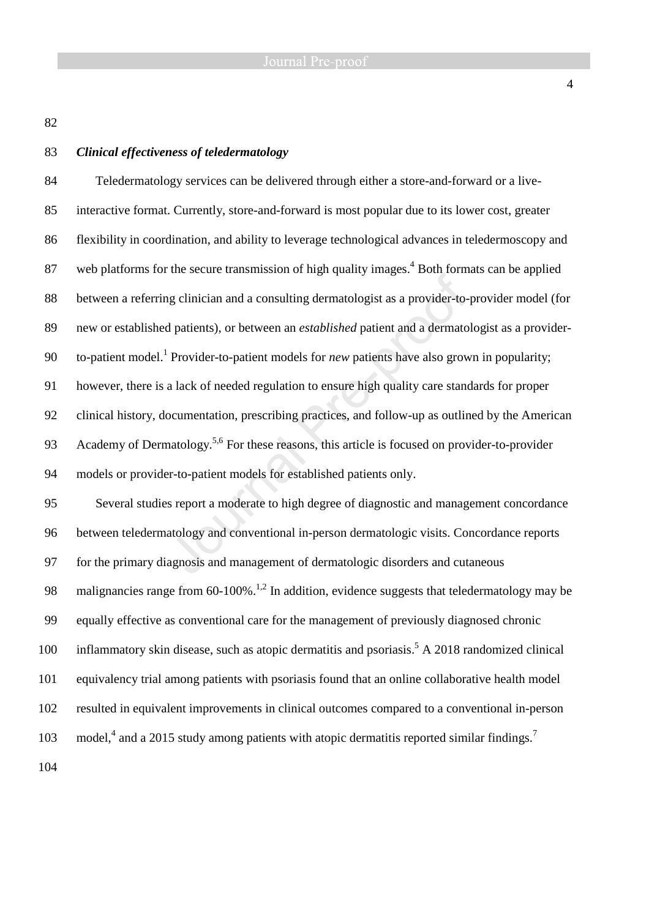### *Clinical effectiveness of teledermatology*

Teledermatology services can be delivered through either a store-and-forward or a live-interactive format. Currently, store-and-forward is most popular due to its lower cost, greater flexibility in coordination, and ability to leverage technological advances in teledermoscopy and web platforms for the secure transmission of high quality images.[4] Both formats can be applied between a referring clinician and a consulting dermatologist as a provider-to-provider model (for new or established patients), or between an *established* patient and a dermatologist as a provider-to-patient model.[1] Provider-to-patient models for *new* patients have also grown in popularity; however, there is a lack of needed regulation to ensure high quality care standards for proper clinical history, documentation, prescribing practices, and follow-up as outlined by the American Academy of Dermatology.[5,6] For these reasons, this article is focused on provider-to-provider models or provider-to-patient models for established patients only.

Several studies report a moderate to high degree of diagnostic and management concordance between teledermatology and conventional in-person dermatologic visits. Concordance reports for the primary diagnosis and management of dermatologic disorders and cutaneous malignancies range from 60-100%.[1,2] In addition, evidence suggests that teledermatology may be equally effective as conventional care for the management of previously diagnosed chronic inflammatory skin disease, such as atopic dermatitis and psoriasis.[5] A 2018 randomized clinical equivalency trial among patients with psoriasis found that an online collaborative health model resulted in equivalent improvements in clinical outcomes compared to a conventional in-person model,[4] and a 2015 study among patients with atopic dermatitis reported similar findings.[7]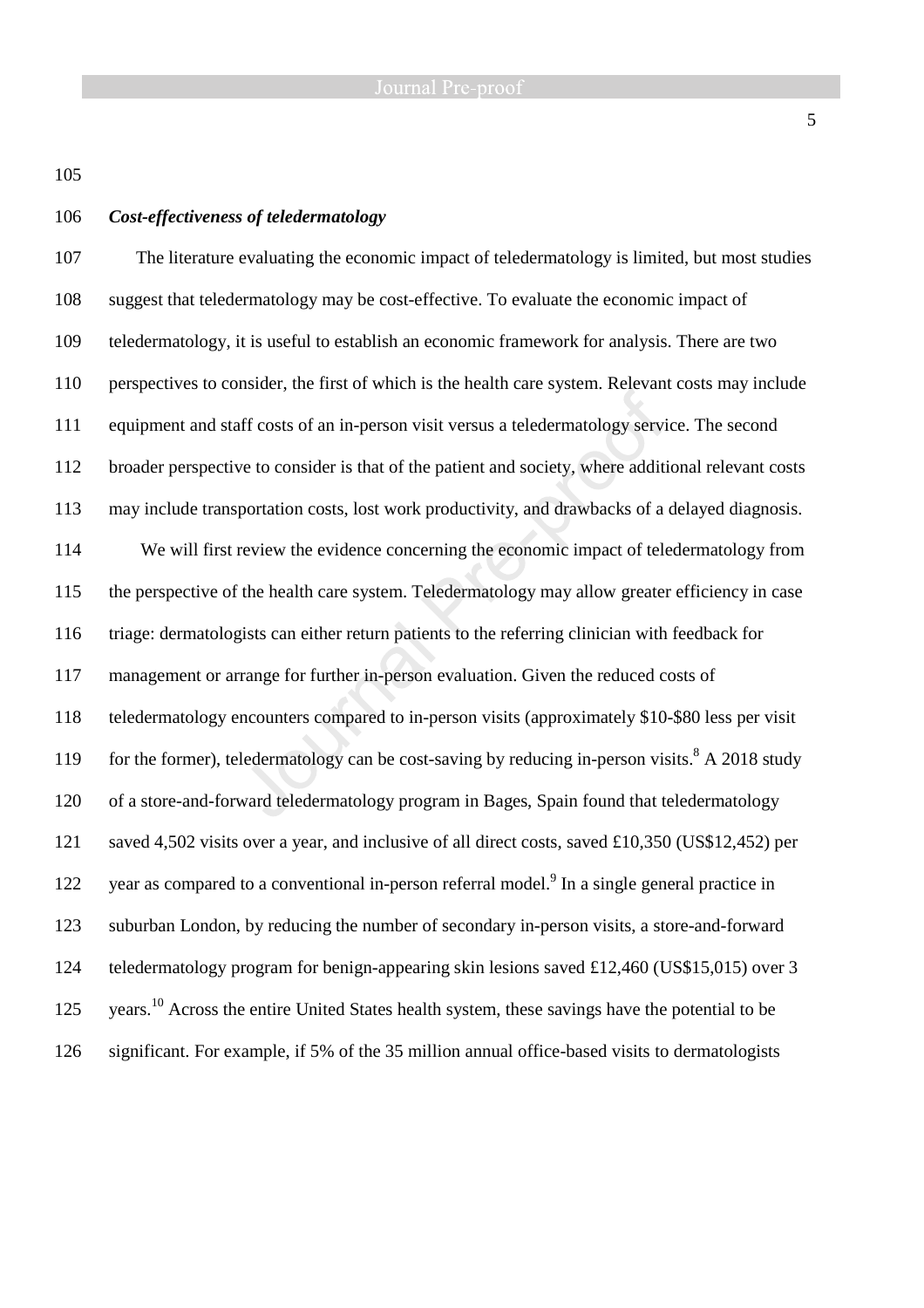### *Cost-effectiveness of teledermatology*

The literature evaluating the economic impact of teledermatology is limited, but most studies suggest that teledermatology may be cost-effective. To evaluate the economic impact of teledermatology, it is useful to establish an economic framework for analysis. There are two perspectives to consider, the first of which is the health care system. Relevant costs may include equipment and staff costs of an in-person visit versus a teledermatology service. The second broader perspective to consider is that of the patient and society, where additional relevant costs may include transportation costs, lost work productivity, and drawbacks of a delayed diagnosis.

We will first review the evidence concerning the economic impact of teledermatology from the perspective of the health care system. Teledermatology may allow greater efficiency in case triage: dermatologists can either return patients to the referring clinician with feedback for management or arrange for further in-person evaluation. Given the reduced costs of teledermatology encounters compared to in-person visits (approximately $10-$80 less per visit for the former), teledermatology can be cost-saving by reducing in-person visits.[8] A 2018 study of a store-and-forward teledermatology program in Bages, Spain found that teledermatology saved 4,502 visits over a year, and inclusive of all direct costs, saved £10,350 (US$12,452) per year as compared to a conventional in-person referral model.[9] In a single general practice in suburban London, by reducing the number of secondary in-person visits, a store-and-forward teledermatology program for benign-appearing skin lesions saved £12,460 (US$15,015) over 3 years.[10] Across the entire United States health system, these savings have the potential to be significant. For example, if 5% of the 35 million annual office-based visits to dermatologists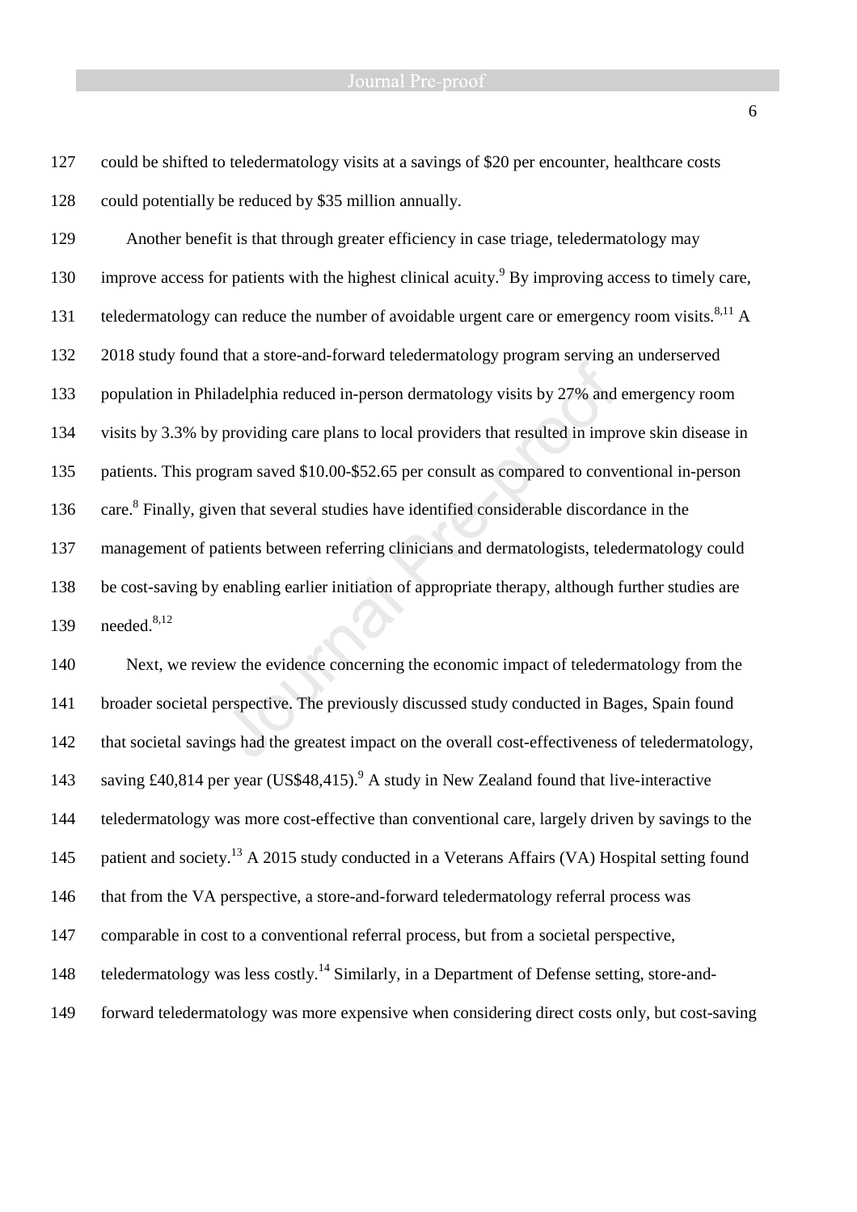could be shifted to teledermatology visits at a savings of $20 per encounter, healthcare costs could potentially be reduced by $35 million annually.

Another benefit is that through greater efficiency in case triage, teledermatology may improve access for patients with the highest clinical acuity.[9] By improving access to timely care, teledermatology can reduce the number of avoidable urgent care or emergency room visits.[8,11] A 2018 study found that a store-and-forward teledermatology program serving an underserved population in Philadelphia reduced in-person dermatology visits by 27% and emergency room visits by 3.3% by providing care plans to local providers that resulted in improve skin disease in patients. This program saved $10.00-$52.65 per consult as compared to conventional in-person care.[8] Finally, given that several studies have identified considerable discordance in the management of patients between referring clinicians and dermatologists, teledermatology could be cost-saving by enabling earlier initiation of appropriate therapy, although further studies are needed.[8,12]

Next, we review the evidence concerning the economic impact of teledermatology from the broader societal perspective. The previously discussed study conducted in Bages, Spain found that societal savings had the greatest impact on the overall cost-effectiveness of teledermatology, saving £40,814 per year (US$48,415).[9] A study in New Zealand found that live-interactive teledermatology was more cost-effective than conventional care, largely driven by savings to the patient and society.[13] A 2015 study conducted in a Veterans Affairs (VA) Hospital setting found that from the VA perspective, a store-and-forward teledermatology referral process was comparable in cost to a conventional referral process, but from a societal perspective, teledermatology was less costly.[14] Similarly, in a Department of Defense setting, store-and-forward teledermatology was more expensive when considering direct costs only, but cost-saving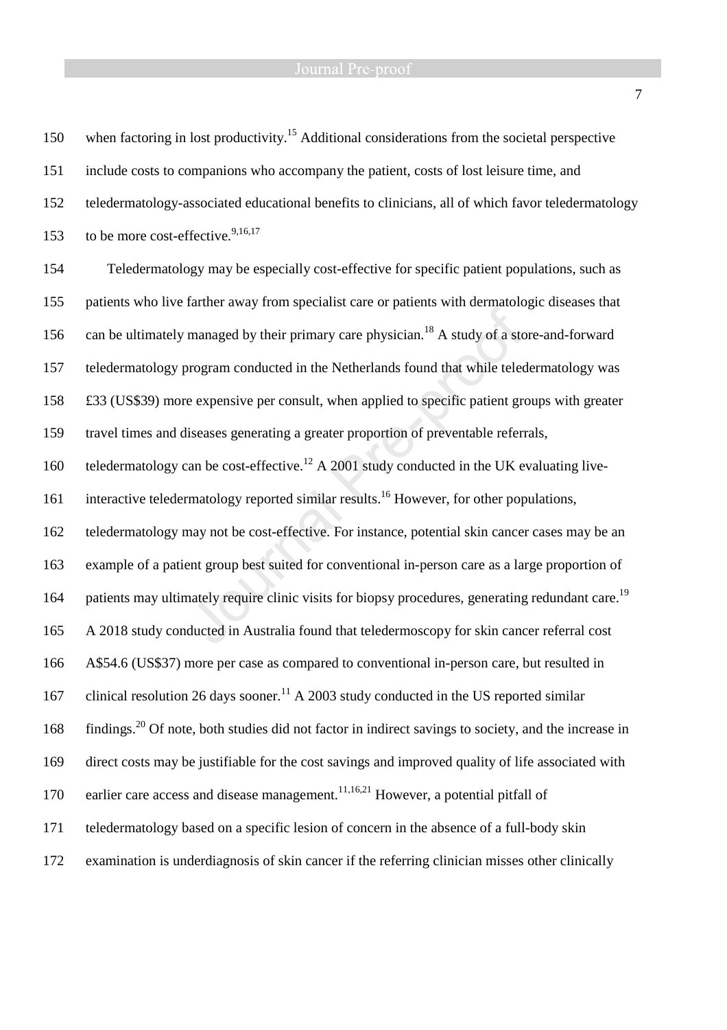when factoring in lost productivity.[15] Additional considerations from the societal perspective include costs to companions who accompany the patient, costs of lost leisure time, and teledermatology-associated educational benefits to clinicians, all of which favor teledermatology to be more cost-effective.[9,16,17]

Teledermatology may be especially cost-effective for specific patient populations, such as patients who live farther away from specialist care or patients with dermatologic diseases that can be ultimately managed by their primary care physician.[18] A study of a store-and-forward teledermatology program conducted in the Netherlands found that while teledermatology was £33 (US$39) more expensive per consult, when applied to specific patient groups with greater travel times and diseases generating a greater proportion of preventable referrals, teledermatology can be cost-effective.[12] A 2001 study conducted in the UK evaluating live-interactive teledermatology reported similar results.[16] However, for other populations, teledermatology may not be cost-effective. For instance, potential skin cancer cases may be an example of a patient group best suited for conventional in-person care as a large proportion of patients may ultimately require clinic visits for biopsy procedures, generating redundant care.[19] A 2018 study conducted in Australia found that teledermoscopy for skin cancer referral cost A$54.6 (US$37) more per case as compared to conventional in-person care, but resulted in clinical resolution 26 days sooner.[11] A 2003 study conducted in the US reported similar findings.[20] Of note, both studies did not factor in indirect savings to society, and the increase in direct costs may be justifiable for the cost savings and improved quality of life associated with earlier care access and disease management.[11,16,21] However, a potential pitfall of teledermatology based on a specific lesion of concern in the absence of a full-body skin examination is underdiagnosis of skin cancer if the referring clinician misses other clinically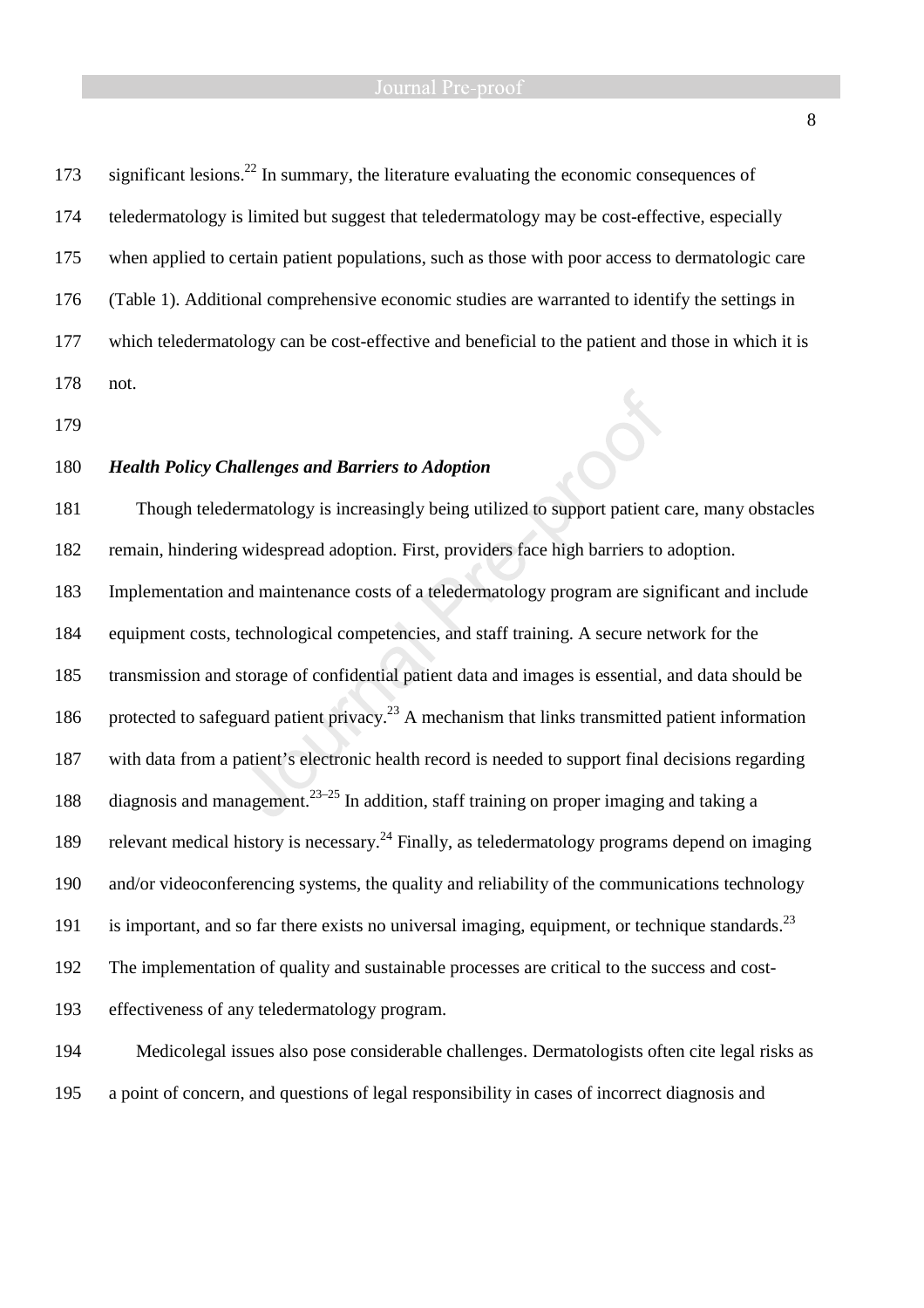significant lesions.[22] In summary, the literature evaluating the economic consequences of teledermatology is limited but suggest that teledermatology may be cost-effective, especially when applied to certain patient populations, such as those with poor access to dermatologic care (Table 1). Additional comprehensive economic studies are warranted to identify the settings in which teledermatology can be cost-effective and beneficial to the patient and those in which it is not.

### *Health Policy Challenges and Barriers to Adoption*

Though teledermatology is increasingly being utilized to support patient care, many obstacles remain, hindering widespread adoption. First, providers face high barriers to adoption. Implementation and maintenance costs of a teledermatology program are significant and include equipment costs, technological competencies, and staff training. A secure network for the transmission and storage of confidential patient data and images is essential, and data should be protected to safeguard patient privacy.[23] A mechanism that links transmitted patient information with data from a patient's electronic health record is needed to support final decisions regarding diagnosis and management.[23–25] In addition, staff training on proper imaging and taking a relevant medical history is necessary.[24] Finally, as teledermatology programs depend on imaging and/or videoconferencing systems, the quality and reliability of the communications technology is important, and so far there exists no universal imaging, equipment, or technique standards.[23] The implementation of quality and sustainable processes are critical to the success and cost-effectiveness of any teledermatology program.

Medicolegal issues also pose considerable challenges. Dermatologists often cite legal risks as a point of concern, and questions of legal responsibility in cases of incorrect diagnosis and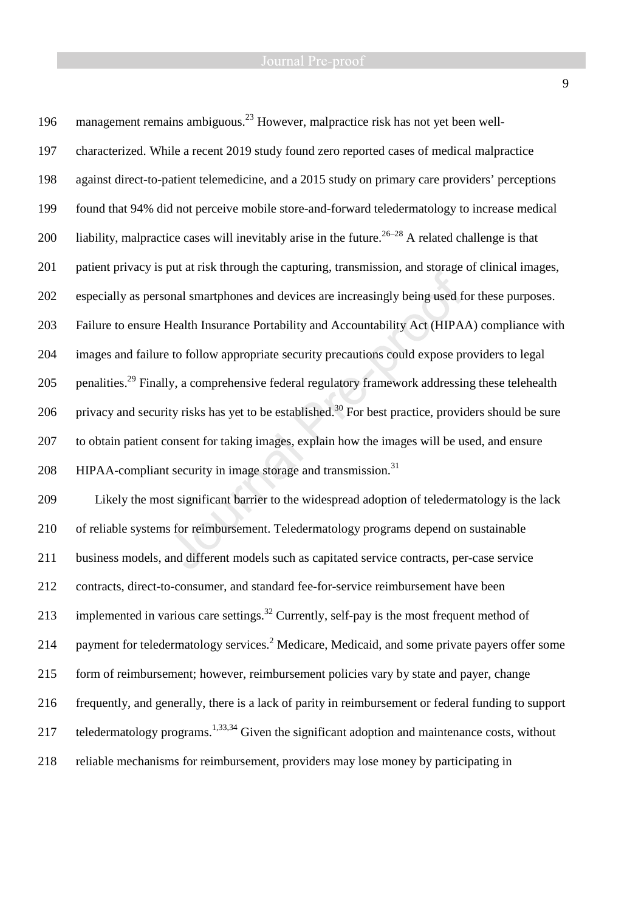management remains ambiguous.[23] However, malpractice risk has not yet been well-characterized. While a recent 2019 study found zero reported cases of medical malpractice against direct-to-patient telemedicine, and a 2015 study on primary care providers' perceptions found that 94% did not perceive mobile store-and-forward teledermatology to increase medical liability, malpractice cases will inevitably arise in the future.[26–28] A related challenge is that patient privacy is put at risk through the capturing, transmission, and storage of clinical images, especially as personal smartphones and devices are increasingly being used for these purposes. Failure to ensure Health Insurance Portability and Accountability Act (HIPAA) compliance with images and failure to follow appropriate security precautions could expose providers to legal penalities.[29] Finally, a comprehensive federal regulatory framework addressing these telehealth privacy and security risks has yet to be established.[30] For best practice, providers should be sure to obtain patient consent for taking images, explain how the images will be used, and ensure HIPAA-compliant security in image storage and transmission.[31]

Likely the most significant barrier to the widespread adoption of teledermatology is the lack of reliable systems for reimbursement. Teledermatology programs depend on sustainable business models, and different models such as capitated service contracts, per-case service contracts, direct-to-consumer, and standard fee-for-service reimbursement have been implemented in various care settings.[32] Currently, self-pay is the most frequent method of payment for teledermatology services.[2] Medicare, Medicaid, and some private payers offer some form of reimbursement; however, reimbursement policies vary by state and payer, change frequently, and generally, there is a lack of parity in reimbursement or federal funding to support teledermatology programs.[1,33,34] Given the significant adoption and maintenance costs, without reliable mechanisms for reimbursement, providers may lose money by participating in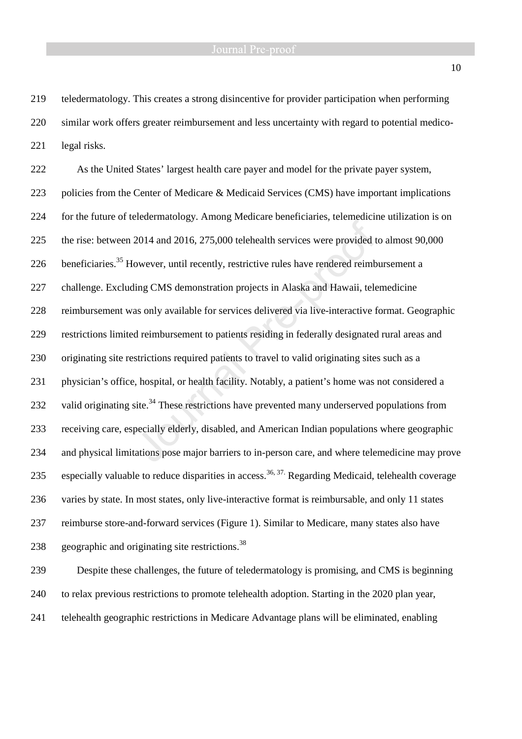teledermatology. This creates a strong disincentive for provider participation when performing similar work offers greater reimbursement and less uncertainty with regard to potential medico-legal risks.

As the United States' largest health care payer and model for the private payer system, policies from the Center of Medicare & Medicaid Services (CMS) have important implications for the future of teledermatology. Among Medicare beneficiaries, telemedicine utilization is on the rise: between 2014 and 2016, 275,000 telehealth services were provided to almost 90,000 beneficiaries.[35] However, until recently, restrictive rules have rendered reimbursement a challenge. Excluding CMS demonstration projects in Alaska and Hawaii, telemedicine reimbursement was only available for services delivered via live-interactive format. Geographic restrictions limited reimbursement to patients residing in federally designated rural areas and originating site restrictions required patients to travel to valid originating sites such as a physician's office, hospital, or health facility. Notably, a patient's home was not considered a valid originating site.[34] These restrictions have prevented many underserved populations from receiving care, especially elderly, disabled, and American Indian populations where geographic and physical limitations pose major barriers to in-person care, and where telemedicine may prove especially valuable to reduce disparities in access.[36, 37] Regarding Medicaid, telehealth coverage varies by state. In most states, only live-interactive format is reimbursable, and only 11 states reimburse store-and-forward services (Figure 1). Similar to Medicare, many states also have geographic and originating site restrictions.[38]

Despite these challenges, the future of teledermatology is promising, and CMS is beginning to relax previous restrictions to promote telehealth adoption. Starting in the 2020 plan year, telehealth geographic restrictions in Medicare Advantage plans will be eliminated, enabling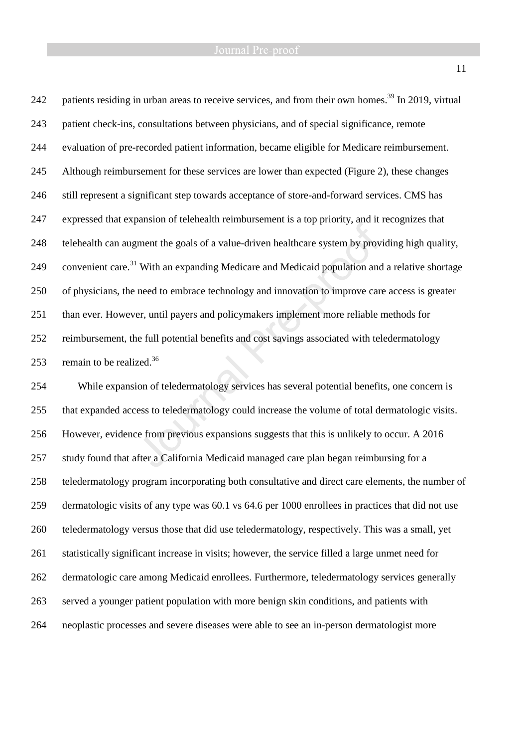patients residing in urban areas to receive services, and from their own homes.[39] In 2019, virtual patient check-ins, consultations between physicians, and of special significance, remote evaluation of pre-recorded patient information, became eligible for Medicare reimbursement. Although reimbursement for these services are lower than expected (Figure 2), these changes still represent a significant step towards acceptance of store-and-forward services. CMS has expressed that expansion of telehealth reimbursement is a top priority, and it recognizes that telehealth can augment the goals of a value-driven healthcare system by providing high quality, convenient care.[31] With an expanding Medicare and Medicaid population and a relative shortage of physicians, the need to embrace technology and innovation to improve care access is greater than ever. However, until payers and policymakers implement more reliable methods for reimbursement, the full potential benefits and cost savings associated with teledermatology remain to be realized.[36]

While expansion of teledermatology services has several potential benefits, one concern is that expanded access to teledermatology could increase the volume of total dermatologic visits. However, evidence from previous expansions suggests that this is unlikely to occur. A 2016 study found that after a California Medicaid managed care plan began reimbursing for a teledermatology program incorporating both consultative and direct care elements, the number of dermatologic visits of any type was 60.1 vs 64.6 per 1000 enrollees in practices that did not use teledermatology versus those that did use teledermatology, respectively. This was a small, yet statistically significant increase in visits; however, the service filled a large unmet need for dermatologic care among Medicaid enrollees. Furthermore, teledermatology services generally served a younger patient population with more benign skin conditions, and patients with neoplastic processes and severe diseases were able to see an in-person dermatologist more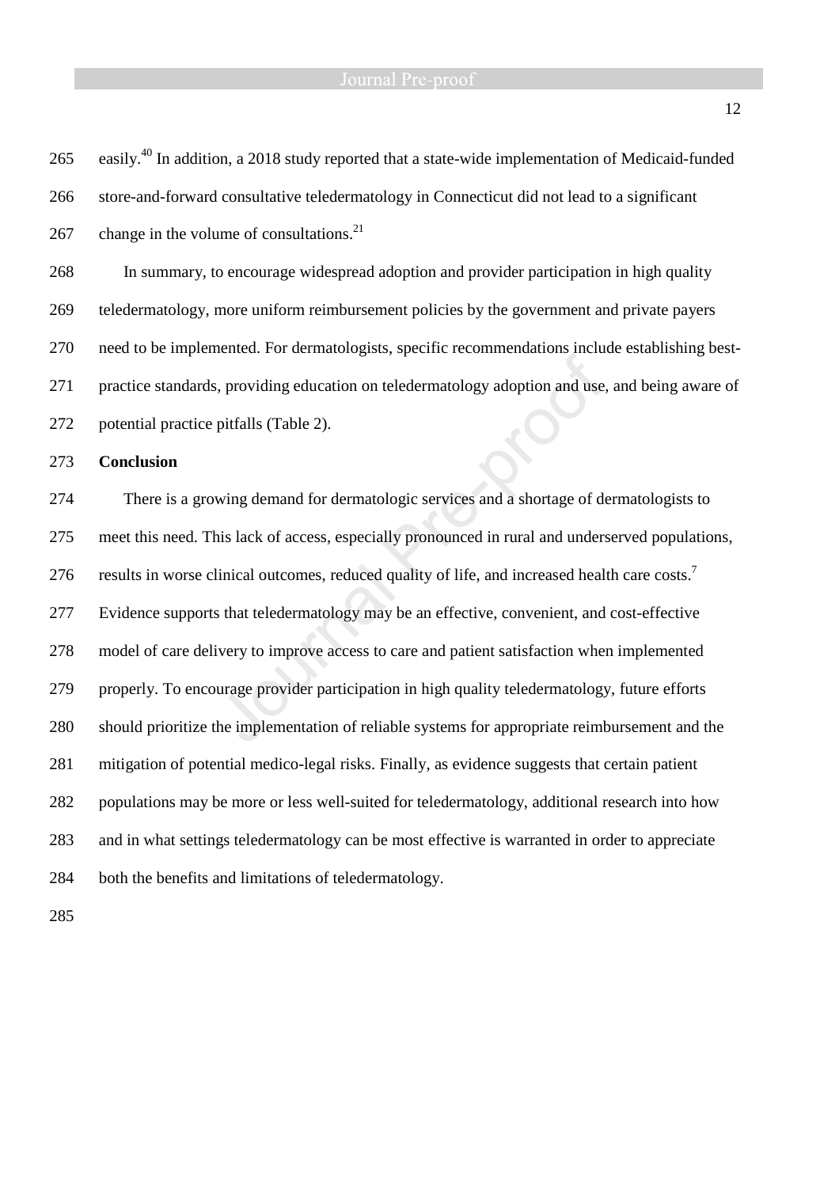easily.[40] In addition, a 2018 study reported that a state-wide implementation of Medicaid-funded store-and-forward consultative teledermatology in Connecticut did not lead to a significant change in the volume of consultations.[21]

In summary, to encourage widespread adoption and provider participation in high quality teledermatology, more uniform reimbursement policies by the government and private payers need to be implemented. For dermatologists, specific recommendations include establishing best-practice standards, providing education on teledermatology adoption and use, and being aware of potential practice pitfalls (Table 2).

## Conclusion

There is a growing demand for dermatologic services and a shortage of dermatologists to meet this need. This lack of access, especially pronounced in rural and underserved populations, results in worse clinical outcomes, reduced quality of life, and increased health care costs.[7] Evidence supports that teledermatology may be an effective, convenient, and cost-effective model of care delivery to improve access to care and patient satisfaction when implemented properly. To encourage provider participation in high quality teledermatology, future efforts should prioritize the implementation of reliable systems for appropriate reimbursement and the mitigation of potential medico-legal risks. Finally, as evidence suggests that certain patient populations may be more or less well-suited for teledermatology, additional research into how and in what settings teledermatology can be most effective is warranted in order to appreciate both the benefits and limitations of teledermatology.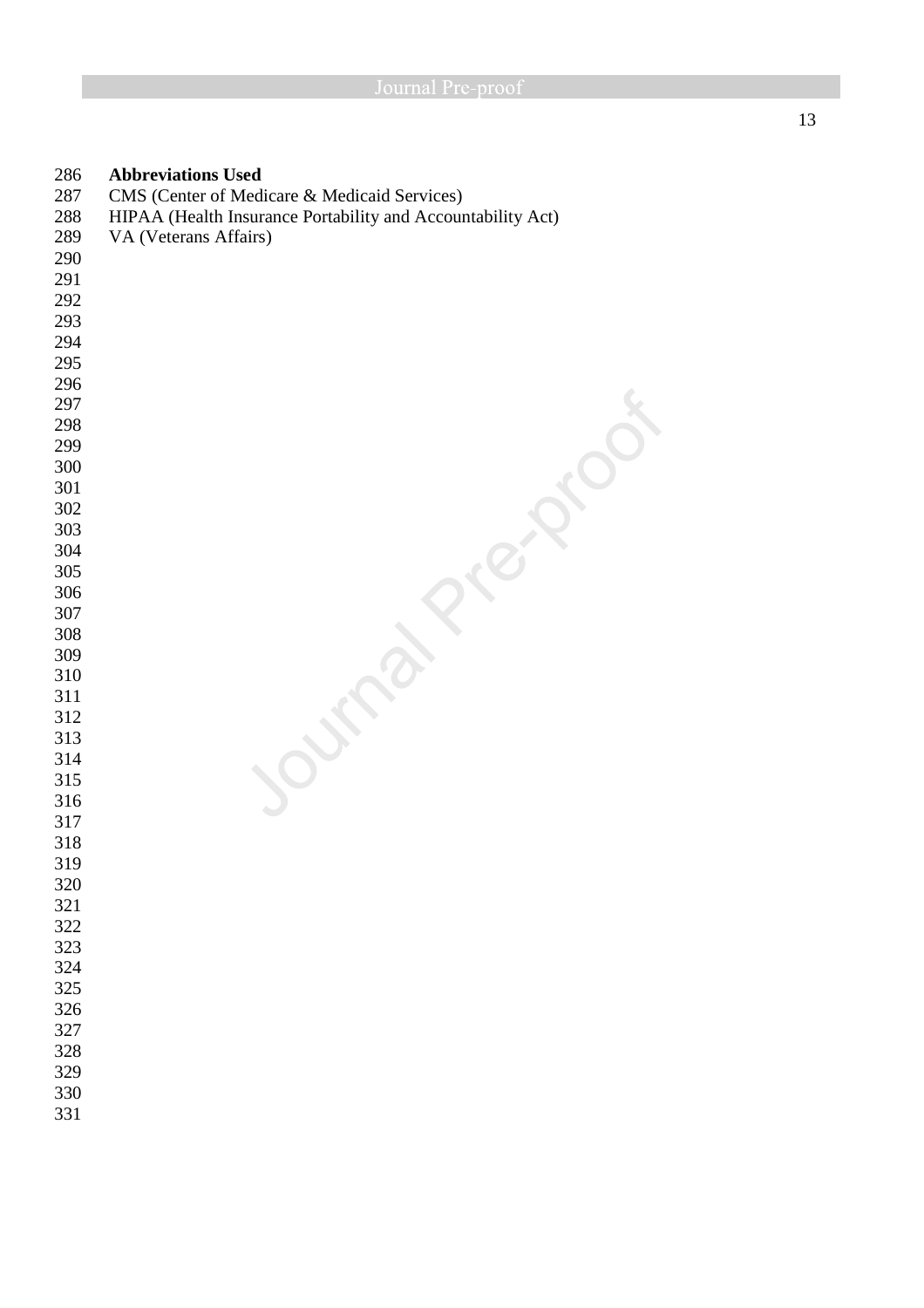**Abbreviations Used**

CMS (Center of Medicare & Medicaid Services)

HIPAA (Health Insurance Portability and Accountability Act)

VA (Veterans Affairs)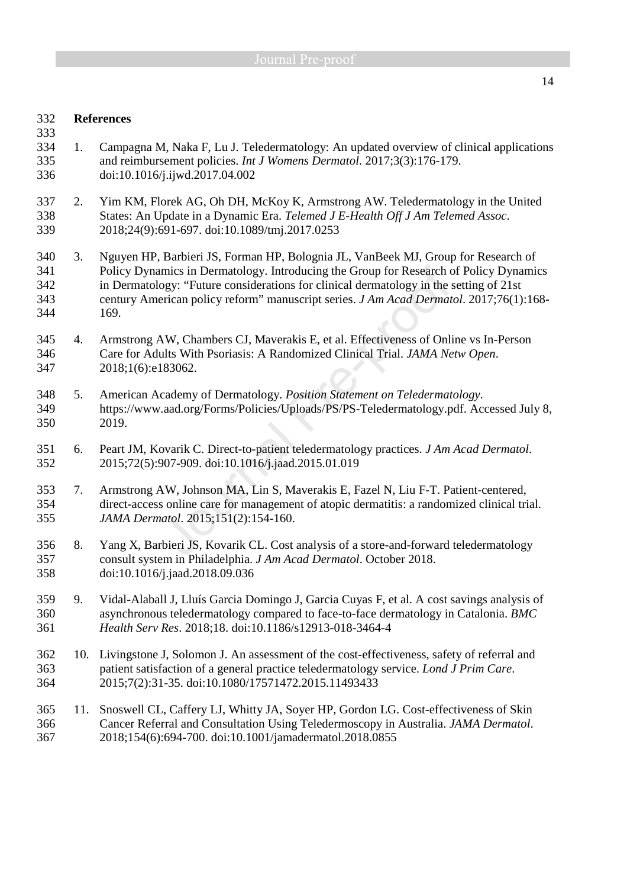## References

1. Campagna M, Naka F, Lu J. Teledermatology: An updated overview of clinical applications and reimbursement policies. *Int J Womens Dermatol*. 2017;3(3):176-179. doi:10.1016/j.ijwd.2017.04.002

2. Yim KM, Florek AG, Oh DH, McKoy K, Armstrong AW. Teledermatology in the United States: An Update in a Dynamic Era. *Telemed J E-Health Off J Am Telemed Assoc*. 2018;24(9):691-697. doi:10.1089/tmj.2017.0253

3. Nguyen HP, Barbieri JS, Forman HP, Bolognia JL, VanBeek MJ, Group for Research of Policy Dynamics in Dermatology. Introducing the Group for Research of Policy Dynamics in Dermatology: "Future considerations for clinical dermatology in the setting of 21st century American policy reform" manuscript series. *J Am Acad Dermatol*. 2017;76(1):168-169.

4. Armstrong AW, Chambers CJ, Maverakis E, et al. Effectiveness of Online vs In-Person Care for Adults With Psoriasis: A Randomized Clinical Trial. *JAMA Netw Open*. 2018;1(6):e183062.

5. American Academy of Dermatology. *Position Statement on Teledermatology*. https://www.aad.org/Forms/Policies/Uploads/PS/PS-Teledermatology.pdf. Accessed July 8, 2019.

6. Peart JM, Kovarik C. Direct-to-patient teledermatology practices. *J Am Acad Dermatol*. 2015;72(5):907-909. doi:10.1016/j.jaad.2015.01.019

7. Armstrong AW, Johnson MA, Lin S, Maverakis E, Fazel N, Liu F-T. Patient-centered, direct-access online care for management of atopic dermatitis: a randomized clinical trial. *JAMA Dermatol*. 2015;151(2):154-160.

8. Yang X, Barbieri JS, Kovarik CL. Cost analysis of a store-and-forward teledermatology consult system in Philadelphia. *J Am Acad Dermatol*. October 2018. doi:10.1016/j.jaad.2018.09.036

9. Vidal-Alaball J, Lluís Garcia Domingo J, Garcia Cuyas F, et al. A cost savings analysis of asynchronous teledermatology compared to face-to-face dermatology in Catalonia. *BMC Health Serv Res*. 2018;18. doi:10.1186/s12913-018-3464-4

10. Livingstone J, Solomon J. An assessment of the cost-effectiveness, safety of referral and patient satisfaction of a general practice teledermatology service. *Lond J Prim Care*. 2015;7(2):31-35. doi:10.1080/17571472.2015.11493433

11. Snoswell CL, Caffery LJ, Whitty JA, Soyer HP, Gordon LG. Cost-effectiveness of Skin Cancer Referral and Consultation Using Teledermoscopy in Australia. *JAMA Dermatol*. 2018;154(6):694-700. doi:10.1001/jamadermatol.2018.0855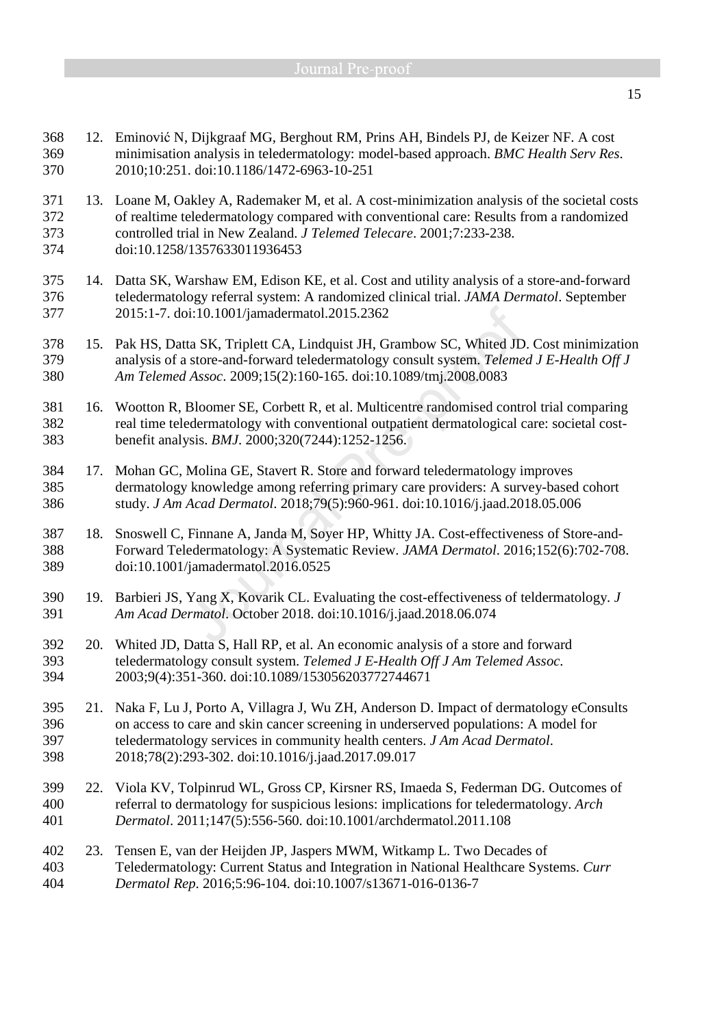12. Eminović N, Dijkgraaf MG, Berghout RM, Prins AH, Bindels PJ, de Keizer NF. A cost minimisation analysis in teledermatology: model-based approach. *BMC Health Serv Res*. 2010;10:251. doi:10.1186/1472-6963-10-251

13. Loane M, Oakley A, Rademaker M, et al. A cost-minimization analysis of the societal costs of realtime teledermatology compared with conventional care: Results from a randomized controlled trial in New Zealand. *J Telemed Telecare*. 2001;7:233-238. doi:10.1258/1357633011936453

14. Datta SK, Warshaw EM, Edison KE, et al. Cost and utility analysis of a store-and-forward teledermatology referral system: A randomized clinical trial. *JAMA Dermatol*. September 2015:1-7. doi:10.1001/jamadermatol.2015.2362

15. Pak HS, Datta SK, Triplett CA, Lindquist JH, Grambow SC, Whited JD. Cost minimization analysis of a store-and-forward teledermatology consult system. *Telemed J E-Health Off J Am Telemed Assoc*. 2009;15(2):160-165. doi:10.1089/tmj.2008.0083

16. Wootton R, Bloomer SE, Corbett R, et al. Multicentre randomised control trial comparing real time teledermatology with conventional outpatient dermatological care: societal cost-benefit analysis. *BMJ*. 2000;320(7244):1252-1256.

17. Mohan GC, Molina GE, Stavert R. Store and forward teledermatology improves dermatology knowledge among referring primary care providers: A survey-based cohort study. *J Am Acad Dermatol*. 2018;79(5):960-961. doi:10.1016/j.jaad.2018.05.006

18. Snoswell C, Finnane A, Janda M, Soyer HP, Whitty JA. Cost-effectiveness of Store-and-Forward Teledermatology: A Systematic Review. *JAMA Dermatol*. 2016;152(6):702-708. doi:10.1001/jamadermatol.2016.0525

19. Barbieri JS, Yang X, Kovarik CL. Evaluating the cost-effectiveness of teldermatology. *J Am Acad Dermatol*. October 2018. doi:10.1016/j.jaad.2018.06.074

20. Whited JD, Datta S, Hall RP, et al. An economic analysis of a store and forward teledermatology consult system. *Telemed J E-Health Off J Am Telemed Assoc*. 2003;9(4):351-360. doi:10.1089/153056203772744671

21. Naka F, Lu J, Porto A, Villagra J, Wu ZH, Anderson D. Impact of dermatology eConsults on access to care and skin cancer screening in underserved populations: A model for teledermatology services in community health centers. *J Am Acad Dermatol*. 2018;78(2):293-302. doi:10.1016/j.jaad.2017.09.017

22. Viola KV, Tolpinrud WL, Gross CP, Kirsner RS, Imaeda S, Federman DG. Outcomes of referral to dermatology for suspicious lesions: implications for teledermatology. *Arch Dermatol*. 2011;147(5):556-560. doi:10.1001/archdermatol.2011.108

23. Tensen E, van der Heijden JP, Jaspers MWM, Witkamp L. Two Decades of Teledermatology: Current Status and Integration in National Healthcare Systems. *Curr Dermatol Rep*. 2016;5:96-104. doi:10.1007/s13671-016-0136-7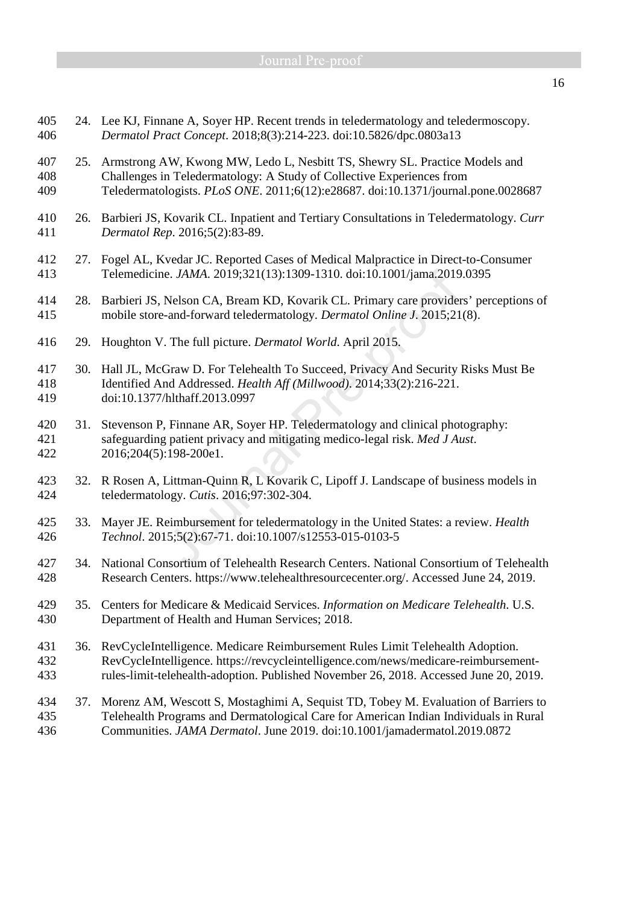24. Lee KJ, Finnane A, Soyer HP. Recent trends in teledermatology and teledermoscopy. *Dermatol Pract Concept*. 2018;8(3):214-223. doi:10.5826/dpc.0803a13

25. Armstrong AW, Kwong MW, Ledo L, Nesbitt TS, Shewry SL. Practice Models and Challenges in Teledermatology: A Study of Collective Experiences from Teledermatologists. *PLoS ONE*. 2011;6(12):e28687. doi:10.1371/journal.pone.0028687

26. Barbieri JS, Kovarik CL. Inpatient and Tertiary Consultations in Teledermatology. *Curr Dermatol Rep*. 2016;5(2):83-89.

27. Fogel AL, Kvedar JC. Reported Cases of Medical Malpractice in Direct-to-Consumer Telemedicine. *JAMA*. 2019;321(13):1309-1310. doi:10.1001/jama.2019.0395

28. Barbieri JS, Nelson CA, Bream KD, Kovarik CL. Primary care providers' perceptions of mobile store-and-forward teledermatology. *Dermatol Online J*. 2015;21(8).

29. Houghton V. The full picture. *Dermatol World*. April 2015.

30. Hall JL, McGraw D. For Telehealth To Succeed, Privacy And Security Risks Must Be Identified And Addressed. *Health Aff (Millwood)*. 2014;33(2):216-221. doi:10.1377/hlthaff.2013.0997

31. Stevenson P, Finnane AR, Soyer HP. Teledermatology and clinical photography: safeguarding patient privacy and mitigating medico-legal risk. *Med J Aust*. 2016;204(5):198-200e1.

32. R Rosen A, Littman-Quinn R, L Kovarik C, Lipoff J. Landscape of business models in teledermatology. *Cutis*. 2016;97:302-304.

33. Mayer JE. Reimbursement for teledermatology in the United States: a review. *Health Technol*. 2015;5(2):67-71. doi:10.1007/s12553-015-0103-5

34. National Consortium of Telehealth Research Centers. National Consortium of Telehealth Research Centers. https://www.telehealthresourcecenter.org/. Accessed June 24, 2019.

35. Centers for Medicare & Medicaid Services. *Information on Medicare Telehealth*. U.S. Department of Health and Human Services; 2018.

36. RevCycleIntelligence. Medicare Reimbursement Rules Limit Telehealth Adoption. RevCycleIntelligence. https://revcycleintelligence.com/news/medicare-reimbursement-rules-limit-telehealth-adoption. Published November 26, 2018. Accessed June 20, 2019.

37. Morenz AM, Wescott S, Mostaghimi A, Sequist TD, Tobey M. Evaluation of Barriers to Telehealth Programs and Dermatological Care for American Indian Individuals in Rural Communities. *JAMA Dermatol*. June 2019. doi:10.1001/jamadermatol.2019.0872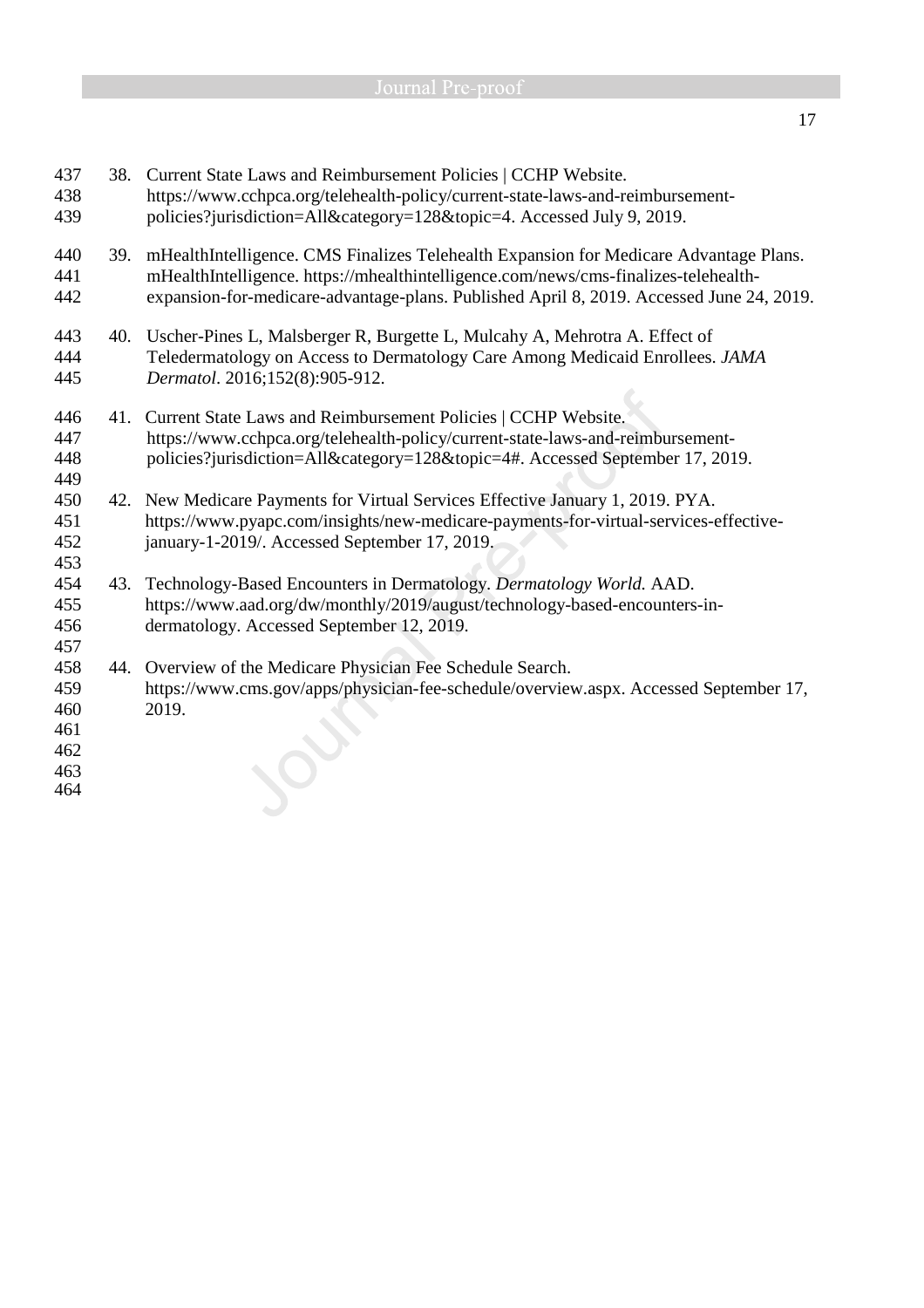38. Current State Laws and Reimbursement Policies | CCHP Website. https://www.cchpca.org/telehealth-policy/current-state-laws-and-reimbursement-policies?jurisdiction=All&category=128&topic=4. Accessed July 9, 2019.

39. mHealthIntelligence. CMS Finalizes Telehealth Expansion for Medicare Advantage Plans. mHealthIntelligence. https://mhealthintelligence.com/news/cms-finalizes-telehealth-expansion-for-medicare-advantage-plans. Published April 8, 2019. Accessed June 24, 2019.

40. Uscher-Pines L, Malsberger R, Burgette L, Mulcahy A, Mehrotra A. Effect of Teledermatology on Access to Dermatology Care Among Medicaid Enrollees. *JAMA Dermatol*. 2016;152(8):905-912.

41. Current State Laws and Reimbursement Policies | CCHP Website. https://www.cchpca.org/telehealth-policy/current-state-laws-and-reimbursement-policies?jurisdiction=All&category=128&topic=4#. Accessed September 17, 2019.

42. New Medicare Payments for Virtual Services Effective January 1, 2019. PYA. https://www.pyapc.com/insights/new-medicare-payments-for-virtual-services-effective-january-1-2019/. Accessed September 17, 2019.

43. Technology-Based Encounters in Dermatology. *Dermatology World.* AAD. https://www.aad.org/dw/monthly/2019/august/technology-based-encounters-in-dermatology. Accessed September 12, 2019.

44. Overview of the Medicare Physician Fee Schedule Search. https://www.cms.gov/apps/physician-fee-schedule/overview.aspx. Accessed September 17, 2019.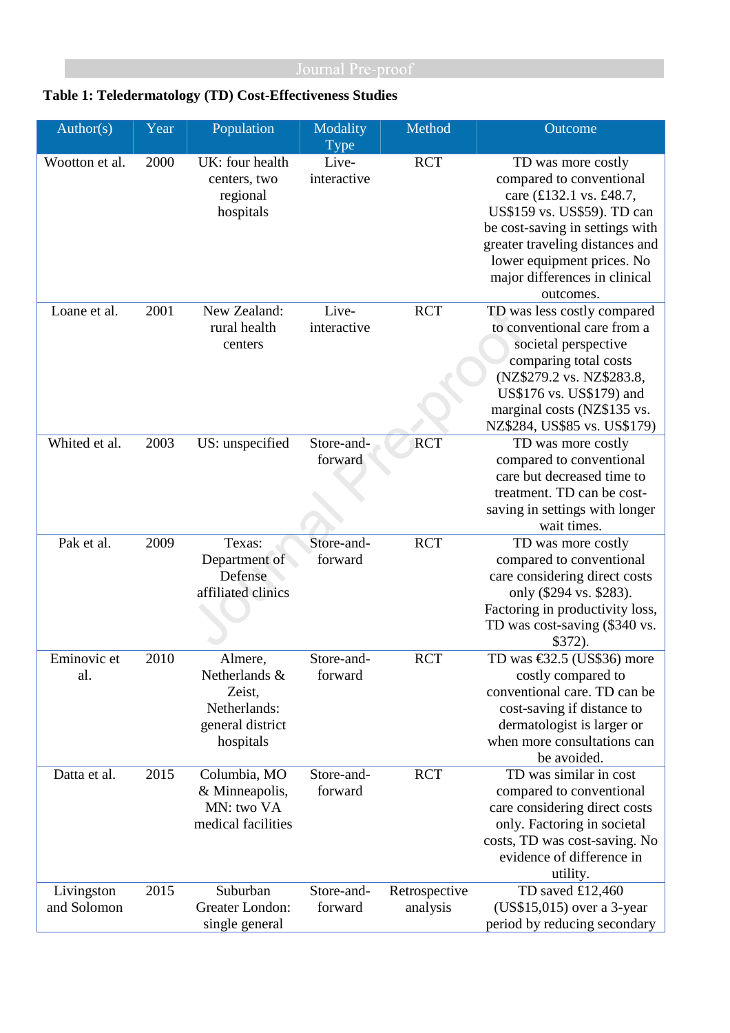**Table 1: Teledermatology (TD) Cost-Effectiveness Studies**

| Author(s) | Year | Population | Modality Type | Method | Outcome |
|---|---|---|---|---|---|
| Wootton et al. | 2000 | UK: four health centers, two regional hospitals | Live-interactive | RCT | TD was more costly compared to conventional care (£132.1 vs. £48.7, US$159 vs. US$59). TD can be cost-saving in settings with greater traveling distances and lower equipment prices. No major differences in clinical outcomes. |
| Loane et al. | 2001 | New Zealand: rural health centers | Live-interactive | RCT | TD was less costly compared to conventional care from a societal perspective comparing total costs (NZ$279.2 vs. NZ$283.8, US$176 vs. US$179) and marginal costs (NZ$135 vs. NZ$284, US$85 vs. US$179) |
| Whited et al. | 2003 | US: unspecified | Store-and-forward | RCT | TD was more costly compared to conventional care but decreased time to treatment. TD can be cost-saving in settings with longer wait times. |
| Pak et al. | 2009 | Texas: Department of Defense affiliated clinics | Store-and-forward | RCT | TD was more costly compared to conventional care considering direct costs only ($294 vs. $283). Factoring in productivity loss, TD was cost-saving ($340 vs. $372). |
| Eminovic et al. | 2010 | Almere, Netherlands & Zeist, Netherlands: general district hospitals | Store-and-forward | RCT | TD was €32.5 (US$36) more costly compared to conventional care. TD can be cost-saving if distance to dermatologist is larger or when more consultations can be avoided. |
| Datta et al. | 2015 | Columbia, MO & Minneapolis, MN: two VA medical facilities | Store-and-forward | RCT | TD was similar in cost compared to conventional care considering direct costs only. Factoring in societal costs, TD was cost-saving. No evidence of difference in utility. |
| Livingston and Solomon | 2015 | Suburban Greater London: single general | Store-and-forward | Retrospective analysis | TD saved £12,460 (US$15,015) over a 3-year period by reducing secondary |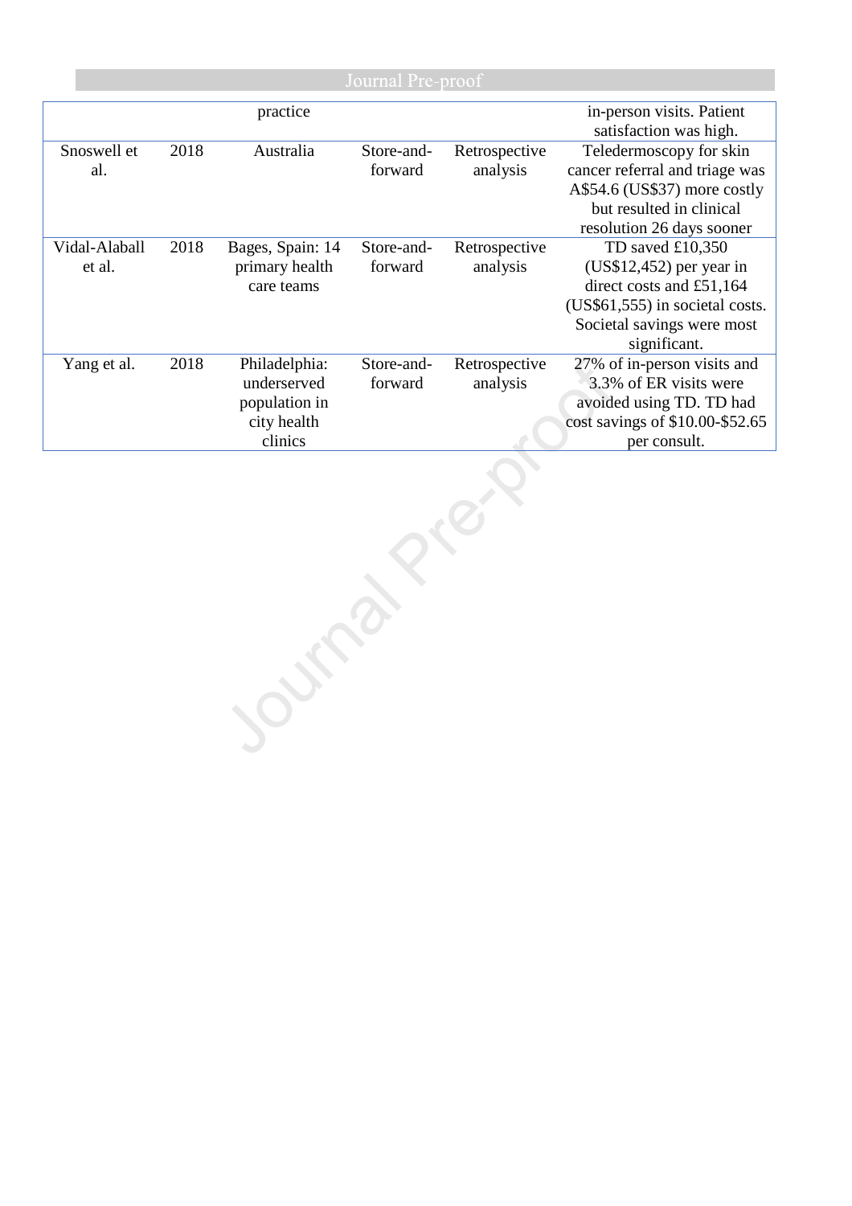| | | practice | | | in-person visits. Patient satisfaction was high. |
|---|---|---|---|---|---|
| Snoswell et al. | 2018 | Australia | Store-and-forward | Retrospective analysis | Teledermoscopy for skin cancer referral and triage was A$54.6 (US$37) more costly but resulted in clinical resolution 26 days sooner |
| Vidal-Alaball et al. | 2018 | Bages, Spain: 14 primary health care teams | Store-and-forward | Retrospective analysis | TD saved £10,350 (US$12,452) per year in direct costs and £51,164 (US$61,555) in societal costs. Societal savings were most significant. |
| Yang et al. | 2018 | Philadelphia: underserved population in city health clinics | Store-and-forward | Retrospective analysis | 27% of in-person visits and 3.3% of ER visits were avoided using TD. TD had cost savings of $10.00-$52.65 per consult. |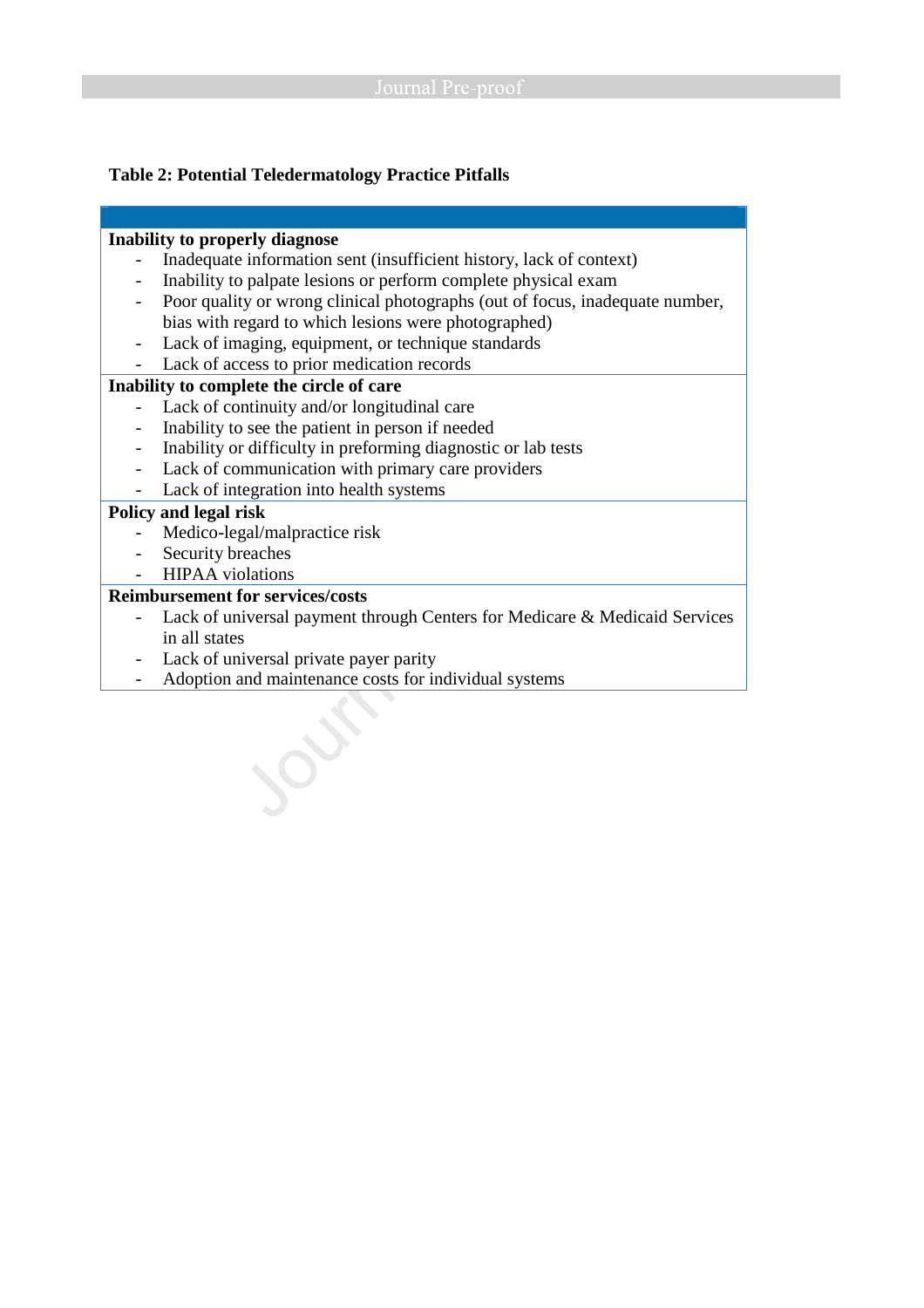**Table 2: Potential Teledermatology Practice Pitfalls**

**Inability to properly diagnose**

- Inadequate information sent (insufficient history, lack of context)
- Inability to palpate lesions or perform complete physical exam
- Poor quality or wrong clinical photographs (out of focus, inadequate number, bias with regard to which lesions were photographed)
- Lack of imaging, equipment, or technique standards
- Lack of access to prior medication records

**Inability to complete the circle of care**

- Lack of continuity and/or longitudinal care
- Inability to see the patient in person if needed
- Inability or difficulty in preforming diagnostic or lab tests
- Lack of communication with primary care providers
- Lack of integration into health systems

**Policy and legal risk**

- Medico-legal/malpractice risk
- Security breaches
- HIPAA violations

**Reimbursement for services/costs**

- Lack of universal payment through Centers for Medicare & Medicaid Services in all states
- Lack of universal private payer parity
- Adoption and maintenance costs for individual systems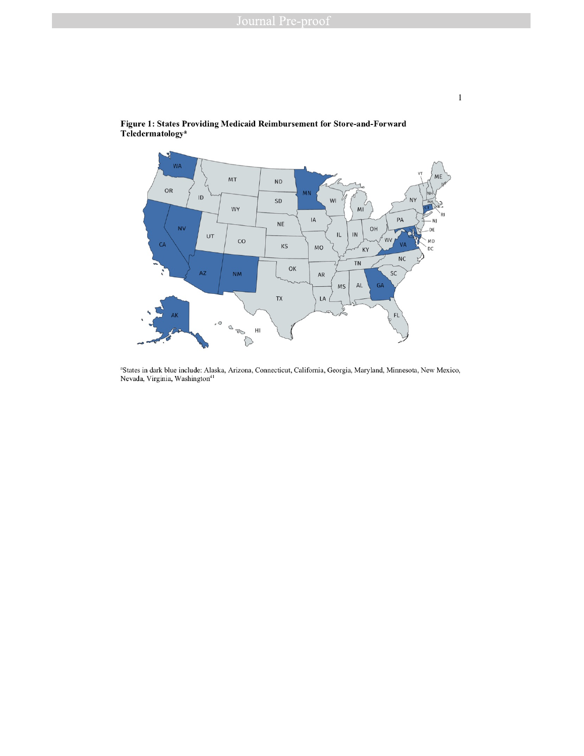**Figure 1: States Providing Medicaid Reimbursement for Store-and-Forward Teledermatology[a]**

[a]States in dark blue include: Alaska, Arizona, Connecticut, California, Georgia, Maryland, Minnesota, New Mexico, Nevada, Virginia, Washington[41]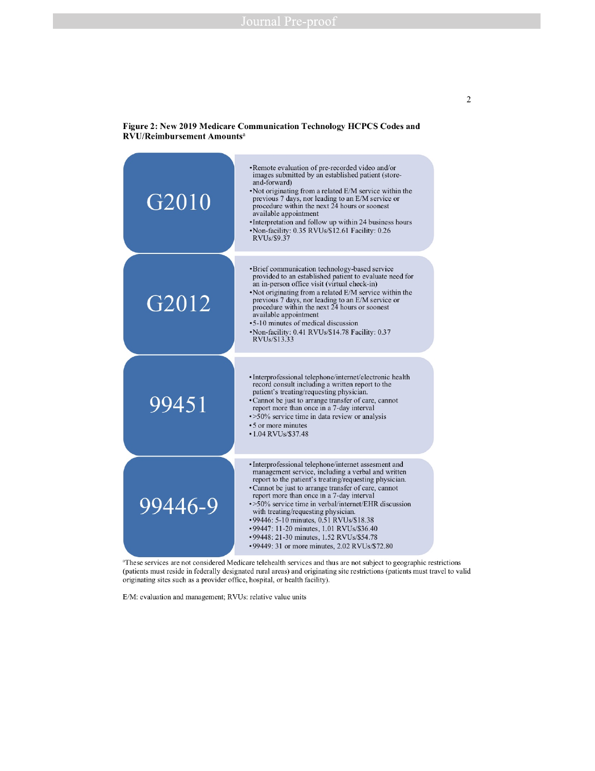**Figure 2: New 2019 Medicare Communication Technology HCPCS Codes and RVU/Reimbursement Amounts**[a]

**G2010**

- Remote evaluation of pre-recorded video and/or images submitted by an established patient (store-and-forward)
- Not originating from a related E/M service within the previous 7 days, nor leading to an E/M service or procedure within the next 24 hours or soonest available appointment
- Interpretation and follow up within 24 business hours
- Non-facility: 0.35 RVUs/$12.61 Facility: 0.26 RVUs/$9.37

**G2012**

- Brief communication technology-based service provided to an established patient to evaluate need for an in-person office visit (virtual check-in)
- Not originating from a related E/M service within the previous 7 days, nor leading to an E/M service or procedure within the next 24 hours or soonest available appointment
- 5-10 minutes of medical discussion
- Non-facility: 0.41 RVUs/$14.78 Facility: 0.37 RVUs/$13.33

**99451**

- Interprofessional telephone/internet/electronic health record consult including a written report to the patient's treating/requesting physician.
- Cannot be just to arrange transfer of care, cannot report more than once in a 7-day interval
- >50% service time in data review or analysis
- 5 or more minutes
- 1.04 RVUs/$37.48

**99446-9**

- Interprofessional telephone/internet assesment and management service, including a verbal and written report to the patient's treating/requesting physician.
- Cannot be just to arrange transfer of care, cannot report more than once in a 7-day interval
- >50% service time in verbal/internet/EHR discussion with treating/requesting physician.
- 99446: 5-10 minutes, 0.51 RVUs/$18.38
- 99447: 11-20 minutes, 1.01 RVUs/$36.40
- 99448: 21-30 minutes, 1.52 RVUs/$54.78
- 99449: 31 or more minutes, 2.02 RVUs/$72.80

[a]These services are not considered Medicare telehealth services and thus are not subject to geographic restrictions (patients must reside in federally designated rural areas) and originating site restrictions (patients must travel to valid originating sites such as a provider office, hospital, or health facility).

E/M: evaluation and management; RVUs: relative value units